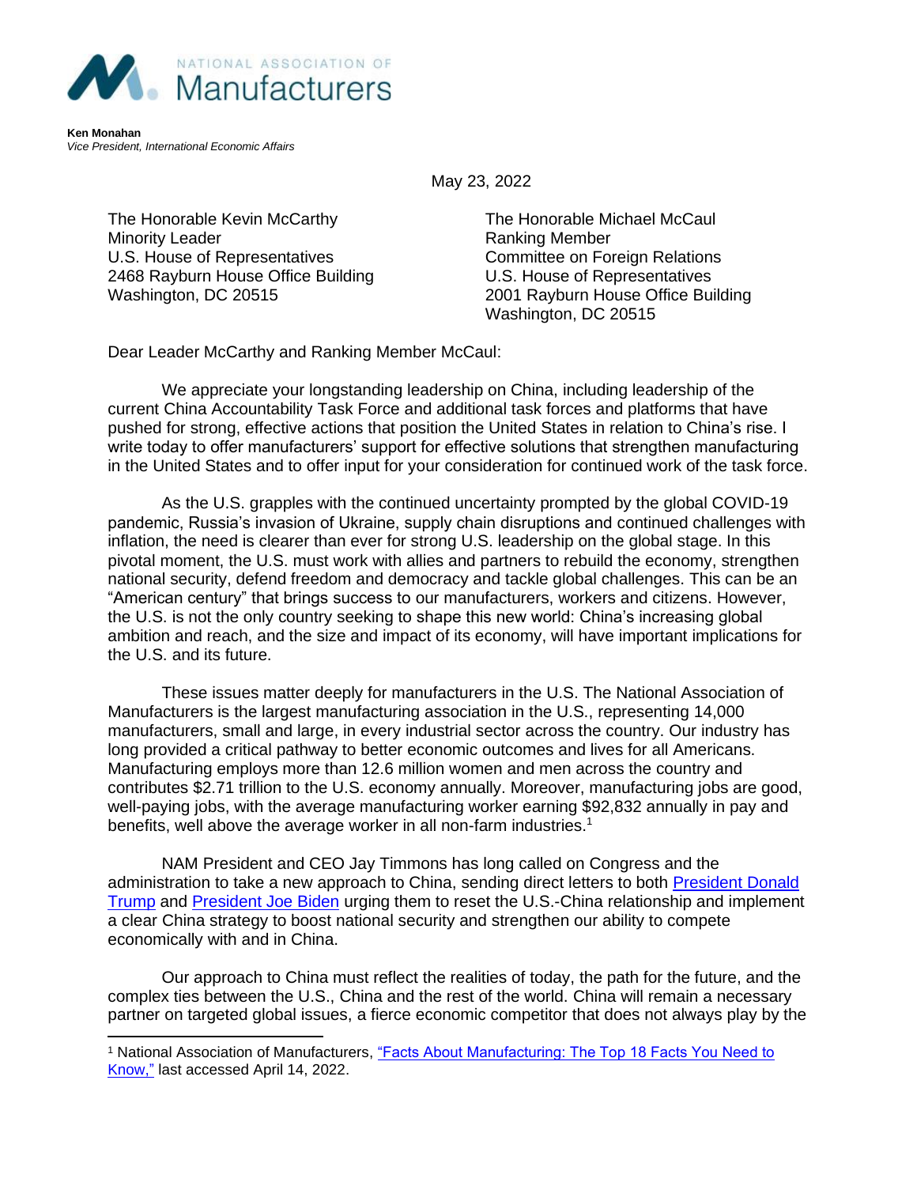NATIONAL ASSOCIATION OF Manufacturers

**Ken Monahan**
*Vice President, International Economic Affairs*

May 23, 2022

The Honorable Kevin McCarthy
Minority Leader
U.S. House of Representatives
2468 Rayburn House Office Building
Washington, DC 20515

The Honorable Michael McCaul
Ranking Member
Committee on Foreign Relations
U.S. House of Representatives
2001 Rayburn House Office Building
Washington, DC 20515

Dear Leader McCarthy and Ranking Member McCaul:

We appreciate your longstanding leadership on China, including leadership of the current China Accountability Task Force and additional task forces and platforms that have pushed for strong, effective actions that position the United States in relation to China's rise. I write today to offer manufacturers' support for effective solutions that strengthen manufacturing in the United States and to offer input for your consideration for continued work of the task force.

As the U.S. grapples with the continued uncertainty prompted by the global COVID-19 pandemic, Russia's invasion of Ukraine, supply chain disruptions and continued challenges with inflation, the need is clearer than ever for strong U.S. leadership on the global stage. In this pivotal moment, the U.S. must work with allies and partners to rebuild the economy, strengthen national security, defend freedom and democracy and tackle global challenges. This can be an "American century" that brings success to our manufacturers, workers and citizens. However, the U.S. is not the only country seeking to shape this new world: China's increasing global ambition and reach, and the size and impact of its economy, will have important implications for the U.S. and its future.

These issues matter deeply for manufacturers in the U.S. The National Association of Manufacturers is the largest manufacturing association in the U.S., representing 14,000 manufacturers, small and large, in every industrial sector across the country. Our industry has long provided a critical pathway to better economic outcomes and lives for all Americans. Manufacturing employs more than 12.6 million women and men across the country and contributes $2.71 trillion to the U.S. economy annually. Moreover, manufacturing jobs are good, well-paying jobs, with the average manufacturing worker earning $92,832 annually in pay and benefits, well above the average worker in all non-farm industries.[1]

NAM President and CEO Jay Timmons has long called on Congress and the administration to take a new approach to China, sending direct letters to both President Donald Trump and President Joe Biden urging them to reset the U.S.-China relationship and implement a clear China strategy to boost national security and strengthen our ability to compete economically with and in China.

Our approach to China must reflect the realities of today, the path for the future, and the complex ties between the U.S., China and the rest of the world. China will remain a necessary partner on targeted global issues, a fierce economic competitor that does not always play by the

[1] National Association of Manufacturers, "Facts About Manufacturing: The Top 18 Facts You Need to Know," last accessed April 14, 2022.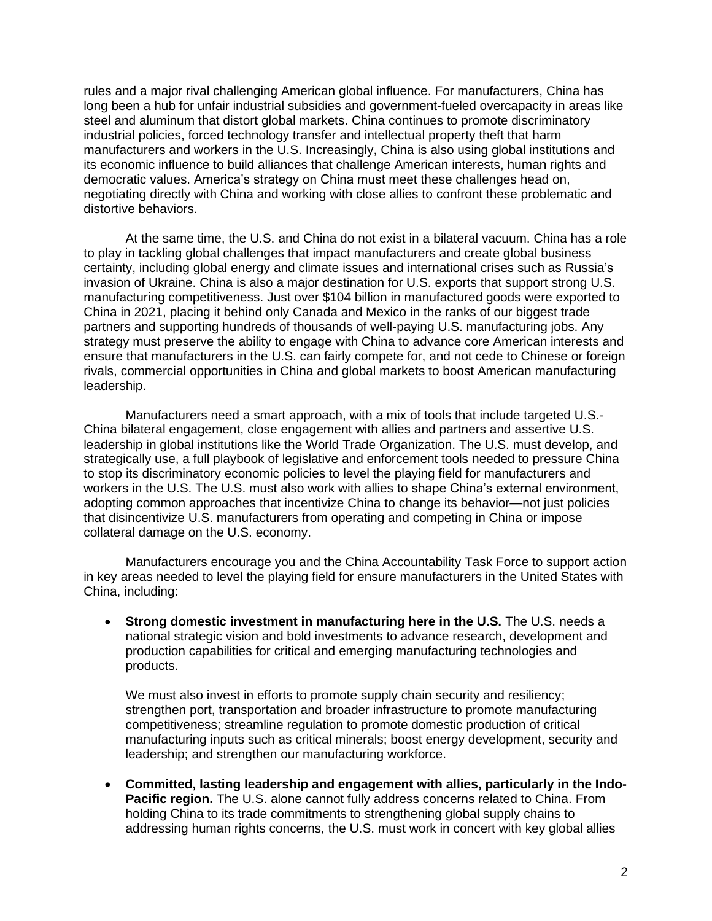rules and a major rival challenging American global influence. For manufacturers, China has long been a hub for unfair industrial subsidies and government-fueled overcapacity in areas like steel and aluminum that distort global markets. China continues to promote discriminatory industrial policies, forced technology transfer and intellectual property theft that harm manufacturers and workers in the U.S. Increasingly, China is also using global institutions and its economic influence to build alliances that challenge American interests, human rights and democratic values. America's strategy on China must meet these challenges head on, negotiating directly with China and working with close allies to confront these problematic and distortive behaviors.

At the same time, the U.S. and China do not exist in a bilateral vacuum. China has a role to play in tackling global challenges that impact manufacturers and create global business certainty, including global energy and climate issues and international crises such as Russia's invasion of Ukraine. China is also a major destination for U.S. exports that support strong U.S. manufacturing competitiveness. Just over $104 billion in manufactured goods were exported to China in 2021, placing it behind only Canada and Mexico in the ranks of our biggest trade partners and supporting hundreds of thousands of well-paying U.S. manufacturing jobs. Any strategy must preserve the ability to engage with China to advance core American interests and ensure that manufacturers in the U.S. can fairly compete for, and not cede to Chinese or foreign rivals, commercial opportunities in China and global markets to boost American manufacturing leadership.

Manufacturers need a smart approach, with a mix of tools that include targeted U.S.-China bilateral engagement, close engagement with allies and partners and assertive U.S. leadership in global institutions like the World Trade Organization. The U.S. must develop, and strategically use, a full playbook of legislative and enforcement tools needed to pressure China to stop its discriminatory economic policies to level the playing field for manufacturers and workers in the U.S. The U.S. must also work with allies to shape China's external environment, adopting common approaches that incentivize China to change its behavior—not just policies that disincentivize U.S. manufacturers from operating and competing in China or impose collateral damage on the U.S. economy.

Manufacturers encourage you and the China Accountability Task Force to support action in key areas needed to level the playing field for ensure manufacturers in the United States with China, including:

- **Strong domestic investment in manufacturing here in the U.S.** The U.S. needs a national strategic vision and bold investments to advance research, development and production capabilities for critical and emerging manufacturing technologies and products.

  We must also invest in efforts to promote supply chain security and resiliency; strengthen port, transportation and broader infrastructure to promote manufacturing competitiveness; streamline regulation to promote domestic production of critical manufacturing inputs such as critical minerals; boost energy development, security and leadership; and strengthen our manufacturing workforce.

- **Committed, lasting leadership and engagement with allies, particularly in the Indo-Pacific region.** The U.S. alone cannot fully address concerns related to China. From holding China to its trade commitments to strengthening global supply chains to addressing human rights concerns, the U.S. must work in concert with key global allies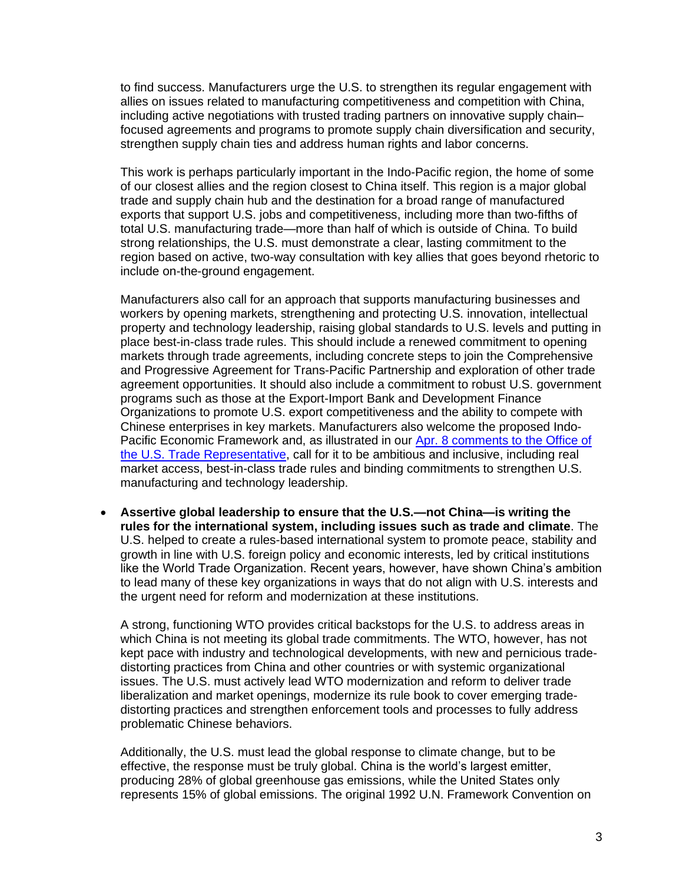to find success. Manufacturers urge the U.S. to strengthen its regular engagement with allies on issues related to manufacturing competitiveness and competition with China, including active negotiations with trusted trading partners on innovative supply chain–focused agreements and programs to promote supply chain diversification and security, strengthen supply chain ties and address human rights and labor concerns.

This work is perhaps particularly important in the Indo-Pacific region, the home of some of our closest allies and the region closest to China itself. This region is a major global trade and supply chain hub and the destination for a broad range of manufactured exports that support U.S. jobs and competitiveness, including more than two-fifths of total U.S. manufacturing trade—more than half of which is outside of China. To build strong relationships, the U.S. must demonstrate a clear, lasting commitment to the region based on active, two-way consultation with key allies that goes beyond rhetoric to include on-the-ground engagement.

Manufacturers also call for an approach that supports manufacturing businesses and workers by opening markets, strengthening and protecting U.S. innovation, intellectual property and technology leadership, raising global standards to U.S. levels and putting in place best-in-class trade rules. This should include a renewed commitment to opening markets through trade agreements, including concrete steps to join the Comprehensive and Progressive Agreement for Trans-Pacific Partnership and exploration of other trade agreement opportunities. It should also include a commitment to robust U.S. government programs such as those at the Export-Import Bank and Development Finance Organizations to promote U.S. export competitiveness and the ability to compete with Chinese enterprises in key markets. Manufacturers also welcome the proposed Indo-Pacific Economic Framework and, as illustrated in our Apr. 8 comments to the Office of the U.S. Trade Representative, call for it to be ambitious and inclusive, including real market access, best-in-class trade rules and binding commitments to strengthen U.S. manufacturing and technology leadership.

- **Assertive global leadership to ensure that the U.S.—not China—is writing the rules for the international system, including issues such as trade and climate**. The U.S. helped to create a rules-based international system to promote peace, stability and growth in line with U.S. foreign policy and economic interests, led by critical institutions like the World Trade Organization. Recent years, however, have shown China's ambition to lead many of these key organizations in ways that do not align with U.S. interests and the urgent need for reform and modernization at these institutions.

  A strong, functioning WTO provides critical backstops for the U.S. to address areas in which China is not meeting its global trade commitments. The WTO, however, has not kept pace with industry and technological developments, with new and pernicious trade-distorting practices from China and other countries or with systemic organizational issues. The U.S. must actively lead WTO modernization and reform to deliver trade liberalization and market openings, modernize its rule book to cover emerging trade-distorting practices and strengthen enforcement tools and processes to fully address problematic Chinese behaviors.

  Additionally, the U.S. must lead the global response to climate change, but to be effective, the response must be truly global. China is the world's largest emitter, producing 28% of global greenhouse gas emissions, while the United States only represents 15% of global emissions. The original 1992 U.N. Framework Convention on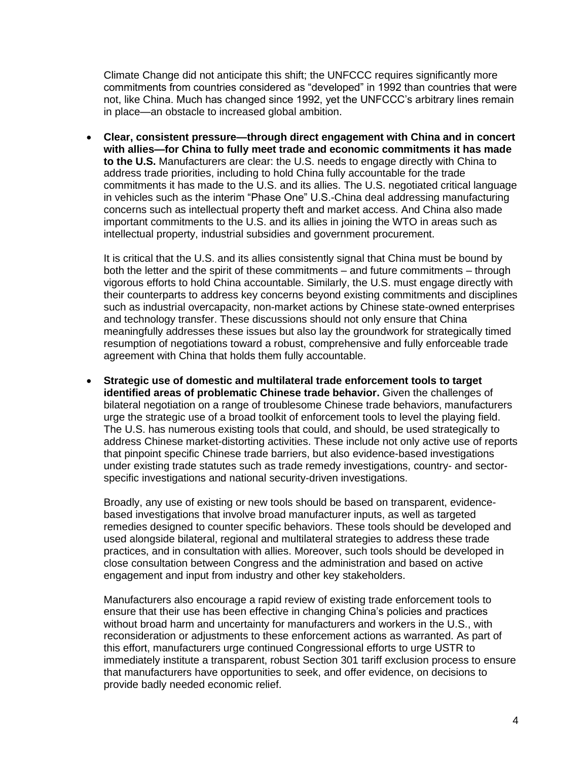Climate Change did not anticipate this shift; the UNFCCC requires significantly more commitments from countries considered as "developed" in 1992 than countries that were not, like China. Much has changed since 1992, yet the UNFCCC's arbitrary lines remain in place—an obstacle to increased global ambition.

- **Clear, consistent pressure—through direct engagement with China and in concert with allies—for China to fully meet trade and economic commitments it has made to the U.S.** Manufacturers are clear: the U.S. needs to engage directly with China to address trade priorities, including to hold China fully accountable for the trade commitments it has made to the U.S. and its allies. The U.S. negotiated critical language in vehicles such as the interim "Phase One" U.S.-China deal addressing manufacturing concerns such as intellectual property theft and market access. And China also made important commitments to the U.S. and its allies in joining the WTO in areas such as intellectual property, industrial subsidies and government procurement.

  It is critical that the U.S. and its allies consistently signal that China must be bound by both the letter and the spirit of these commitments – and future commitments – through vigorous efforts to hold China accountable. Similarly, the U.S. must engage directly with their counterparts to address key concerns beyond existing commitments and disciplines such as industrial overcapacity, non-market actions by Chinese state-owned enterprises and technology transfer. These discussions should not only ensure that China meaningfully addresses these issues but also lay the groundwork for strategically timed resumption of negotiations toward a robust, comprehensive and fully enforceable trade agreement with China that holds them fully accountable.

- **Strategic use of domestic and multilateral trade enforcement tools to target identified areas of problematic Chinese trade behavior.** Given the challenges of bilateral negotiation on a range of troublesome Chinese trade behaviors, manufacturers urge the strategic use of a broad toolkit of enforcement tools to level the playing field. The U.S. has numerous existing tools that could, and should, be used strategically to address Chinese market-distorting activities. These include not only active use of reports that pinpoint specific Chinese trade barriers, but also evidence-based investigations under existing trade statutes such as trade remedy investigations, country- and sector-specific investigations and national security-driven investigations.

  Broadly, any use of existing or new tools should be based on transparent, evidence-based investigations that involve broad manufacturer inputs, as well as targeted remedies designed to counter specific behaviors. These tools should be developed and used alongside bilateral, regional and multilateral strategies to address these trade practices, and in consultation with allies. Moreover, such tools should be developed in close consultation between Congress and the administration and based on active engagement and input from industry and other key stakeholders.

  Manufacturers also encourage a rapid review of existing trade enforcement tools to ensure that their use has been effective in changing China's policies and practices without broad harm and uncertainty for manufacturers and workers in the U.S., with reconsideration or adjustments to these enforcement actions as warranted. As part of this effort, manufacturers urge continued Congressional efforts to urge USTR to immediately institute a transparent, robust Section 301 tariff exclusion process to ensure that manufacturers have opportunities to seek, and offer evidence, on decisions to provide badly needed economic relief.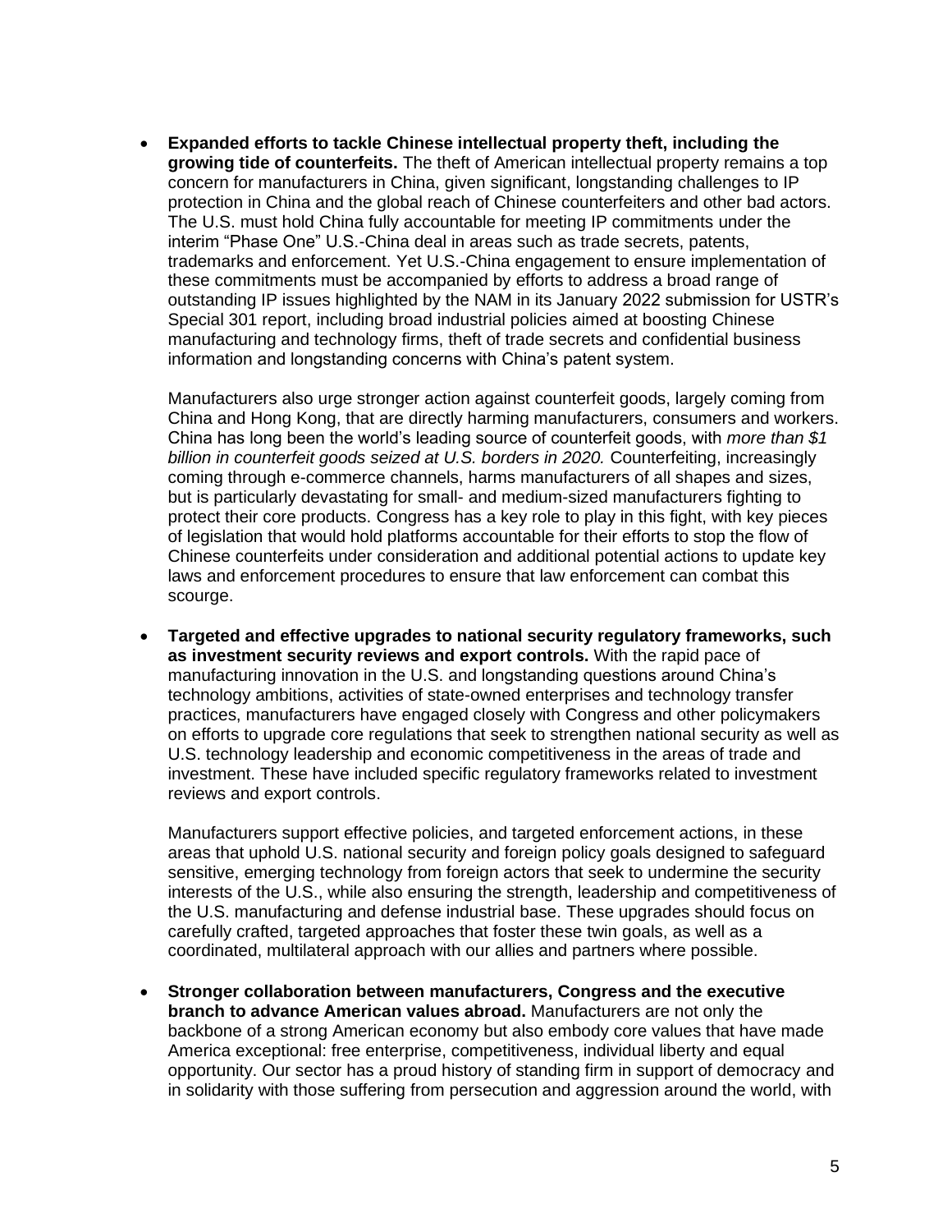- **Expanded efforts to tackle Chinese intellectual property theft, including the growing tide of counterfeits.** The theft of American intellectual property remains a top concern for manufacturers in China, given significant, longstanding challenges to IP protection in China and the global reach of Chinese counterfeiters and other bad actors. The U.S. must hold China fully accountable for meeting IP commitments under the interim "Phase One" U.S.-China deal in areas such as trade secrets, patents, trademarks and enforcement. Yet U.S.-China engagement to ensure implementation of these commitments must be accompanied by efforts to address a broad range of outstanding IP issues highlighted by the NAM in its January 2022 submission for USTR's Special 301 report, including broad industrial policies aimed at boosting Chinese manufacturing and technology firms, theft of trade secrets and confidential business information and longstanding concerns with China's patent system.

  Manufacturers also urge stronger action against counterfeit goods, largely coming from China and Hong Kong, that are directly harming manufacturers, consumers and workers. China has long been the world's leading source of counterfeit goods, with *more than $1 billion in counterfeit goods seized at U.S. borders in 2020.* Counterfeiting, increasingly coming through e-commerce channels, harms manufacturers of all shapes and sizes, but is particularly devastating for small- and medium-sized manufacturers fighting to protect their core products. Congress has a key role to play in this fight, with key pieces of legislation that would hold platforms accountable for their efforts to stop the flow of Chinese counterfeits under consideration and additional potential actions to update key laws and enforcement procedures to ensure that law enforcement can combat this scourge.

- **Targeted and effective upgrades to national security regulatory frameworks, such as investment security reviews and export controls.** With the rapid pace of manufacturing innovation in the U.S. and longstanding questions around China's technology ambitions, activities of state-owned enterprises and technology transfer practices, manufacturers have engaged closely with Congress and other policymakers on efforts to upgrade core regulations that seek to strengthen national security as well as U.S. technology leadership and economic competitiveness in the areas of trade and investment. These have included specific regulatory frameworks related to investment reviews and export controls.

  Manufacturers support effective policies, and targeted enforcement actions, in these areas that uphold U.S. national security and foreign policy goals designed to safeguard sensitive, emerging technology from foreign actors that seek to undermine the security interests of the U.S., while also ensuring the strength, leadership and competitiveness of the U.S. manufacturing and defense industrial base. These upgrades should focus on carefully crafted, targeted approaches that foster these twin goals, as well as a coordinated, multilateral approach with our allies and partners where possible.

- **Stronger collaboration between manufacturers, Congress and the executive branch to advance American values abroad.** Manufacturers are not only the backbone of a strong American economy but also embody core values that have made America exceptional: free enterprise, competitiveness, individual liberty and equal opportunity. Our sector has a proud history of standing firm in support of democracy and in solidarity with those suffering from persecution and aggression around the world, with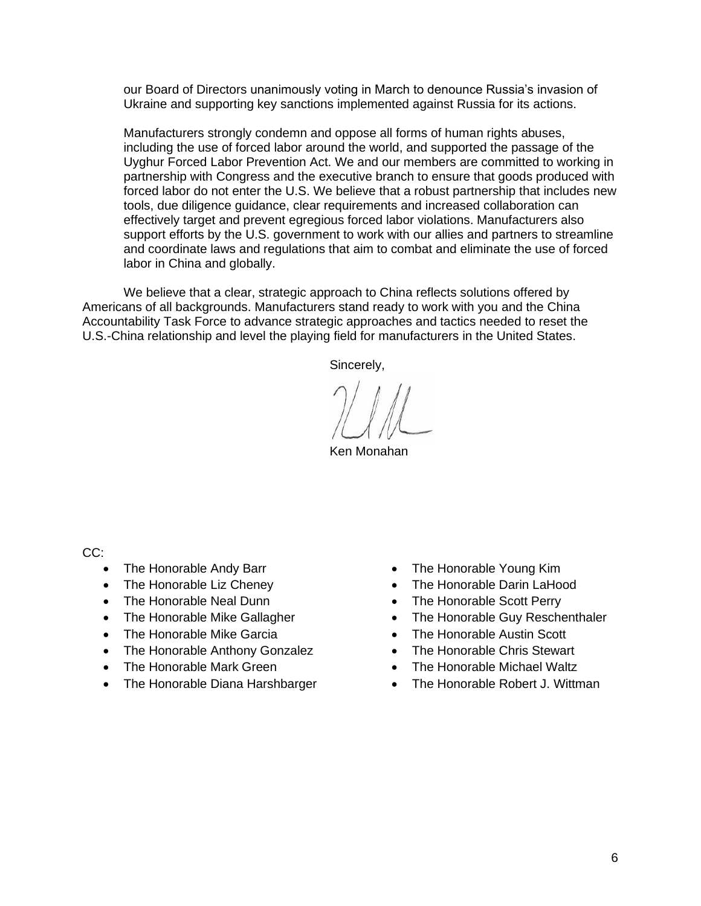our Board of Directors unanimously voting in March to denounce Russia's invasion of Ukraine and supporting key sanctions implemented against Russia for its actions.

Manufacturers strongly condemn and oppose all forms of human rights abuses, including the use of forced labor around the world, and supported the passage of the Uyghur Forced Labor Prevention Act. We and our members are committed to working in partnership with Congress and the executive branch to ensure that goods produced with forced labor do not enter the U.S. We believe that a robust partnership that includes new tools, due diligence guidance, clear requirements and increased collaboration can effectively target and prevent egregious forced labor violations. Manufacturers also support efforts by the U.S. government to work with our allies and partners to streamline and coordinate laws and regulations that aim to combat and eliminate the use of forced labor in China and globally.

We believe that a clear, strategic approach to China reflects solutions offered by Americans of all backgrounds. Manufacturers stand ready to work with you and the China Accountability Task Force to advance strategic approaches and tactics needed to reset the U.S.-China relationship and level the playing field for manufacturers in the United States.

Sincerely,

Ken Monahan

CC:

- The Honorable Andy Barr
- The Honorable Liz Cheney
- The Honorable Neal Dunn
- The Honorable Mike Gallagher
- The Honorable Mike Garcia
- The Honorable Anthony Gonzalez
- The Honorable Mark Green
- The Honorable Diana Harshbarger
- The Honorable Young Kim
- The Honorable Darin LaHood
- The Honorable Scott Perry
- The Honorable Guy Reschenthaler
- The Honorable Austin Scott
- The Honorable Chris Stewart
- The Honorable Michael Waltz
- The Honorable Robert J. Wittman